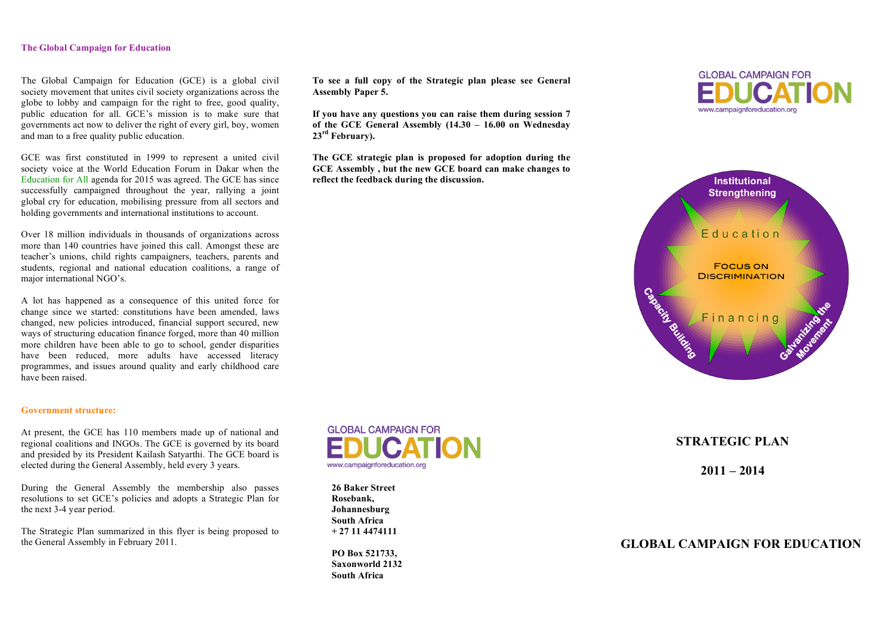## The Global Campaign for Education

The Global Campaign for Education (GCE) is a global civil society movement that unites civil society organizations across the globe to lobby and campaign for the right to free, good quality, public education for all. GCE's mission is to make sure that governments act now to deliver the right of every girl, boy, women and man to a free quality public education.

GCE was first constituted in 1999 to represent a united civil society voice at the World Education Forum in Dakar when the Education for All agenda for 2015 was agreed. The GCE has since successfully campaigned throughout the year, rallying a joint global cry for education, mobilising pressure from all sectors and holding governments and international institutions to account.

Over 18 million individuals in thousands of organizations across more than 140 countries have joined this call. Amongst these are teacher's unions, child rights campaigners, teachers, parents and students, regional and national education coalitions, a range of major international NGO's.

A lot has happened as a consequence of this united force for change since we started: constitutions have been amended, laws changed, new policies introduced, financial support secured, new ways of structuring education finance forged, more than 40 million more children have been able to go to school, gender disparities have been reduced, more adults have accessed literacy programmes, and issues around quality and early childhood care have been raised.

## Government structure:

At present, the GCE has 110 members made up of national and regional coalitions and INGOs. The GCE is governed by its board and presided by its President Kailash Satyarthi. The GCE board is elected during the General Assembly, held every 3 years.

During the General Assembly the membership also passes resolutions to set GCE's policies and adopts a Strategic Plan for the next 3-4 year period.

The Strategic Plan summarized in this flyer is being proposed to the General Assembly in February 2011.

**To see a full copy of the Strategic plan please see General Assembly Paper 5.**

**If you have any questions you can raise them during session 7 of the GCE General Assembly (14.30 – 16.00 on Wednesday 23rd February).**

**The GCE strategic plan is proposed for adoption during the GCE Assembly , but the new GCE board can make changes to reflect the feedback during the discussion.**

GLOBAL CAMPAIGN FOR EDUCATION
www.campaignforeducation.org

**26 Baker Street**
**Rosebank,**
**Johannesburg**
**South Africa**
**+ 27 11 4474111**

**PO Box 521733,**
**Saxonworld 2132**
**South Africa**

GLOBAL CAMPAIGN FOR EDUCATION
www.campaignforeducation.org

Institutional Strengthening
Education
Focus on Discrimination
Financing
Capacity Building
Galvanizing the Movement

# STRATEGIC PLAN

# 2011 – 2014

# GLOBAL CAMPAIGN FOR EDUCATION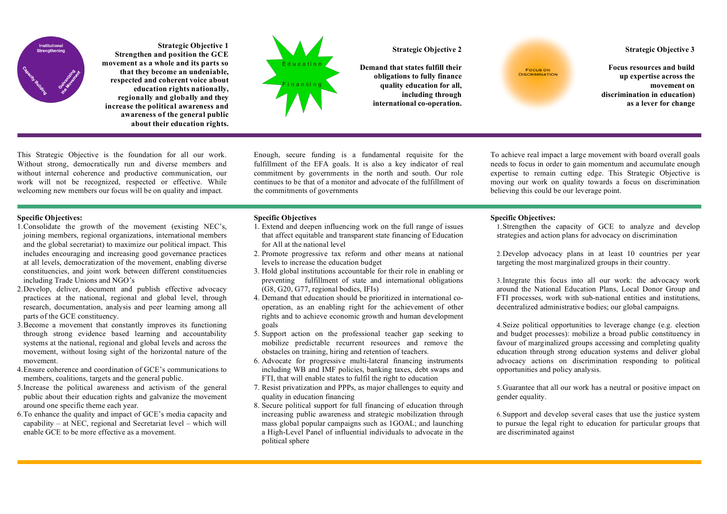## Strategic Objective 1

**Strengthen and position the GCE movement as a whole and its parts so that they become an undeniable, respected and coherent voice about education rights nationally, regionally and globally and they increase the political awareness and awareness of the general public about their education rights.**

This Strategic Objective is the foundation for all our work. Without strong, democratically run and diverse members and without internal coherence and productive communication, our work will not be recognized, respected or effective. While welcoming new members our focus will be on quality and impact.

**Specific Objectives:**

1. Consolidate the growth of the movement (existing NEC's, joining members, regional organizations, international members and the global secretariat) to maximize our political impact. This includes encouraging and increasing good governance practices at all levels, democratization of the movement, enabling diverse constituencies, and joint work between different constituencies including Trade Unions and NGO's
2. Develop, deliver, document and publish effective advocacy practices at the national, regional and global level, through research, documentation, analysis and peer learning among all parts of the GCE constituency.
3. Become a movement that constantly improves its functioning through strong evidence based learning and accountability systems at the national, regional and global levels and across the movement, without losing sight of the horizontal nature of the movement.
4. Ensure coherence and coordination of GCE's communications to members, coalitions, targets and the general public.
5. Increase the political awareness and activism of the general public about their education rights and galvanize the movement around one specific theme each year.
6. To enhance the quality and impact of GCE's media capacity and capability – at NEC, regional and Secretariat level – which will enable GCE to be more effective as a movement.

## Strategic Objective 2

**Demand that states fulfill their obligations to fully finance quality education for all, including through international co-operation.**

Enough, secure funding is a fundamental requisite for the fulfillment of the EFA goals. It is also a key indicator of real commitment by governments in the north and south. Our role continues to be that of a monitor and advocate of the fulfillment of the commitments of governments

**Specific Objectives**

1. Extend and deepen influencing work on the full range of issues that affect equitable and transparent state financing of Education for All at the national level
2. Promote progressive tax reform and other means at national levels to increase the education budget
3. Hold global institutions accountable for their role in enabling or preventing fulfillment of state and international obligations (G8, G20, G77, regional bodies, IFIs)
4. Demand that education should be prioritized in international co-operation, as an enabling right for the achievement of other rights and to achieve economic growth and human development goals
5. Support action on the professional teacher gap seeking to mobilize predictable recurrent resources and remove the obstacles on training, hiring and retention of teachers.
6. Advocate for progressive multi-lateral financing instruments including WB and IMF policies, banking taxes, debt swaps and FTI, that will enable states to fulfil the right to education
7. Resist privatization and PPPs, as major challenges to equity and quality in education financing
8. Secure political support for full financing of education through increasing public awareness and strategic mobilization through mass global popular campaigns such as 1GOAL; and launching a High-Level Panel of influential individuals to advocate in the political sphere

## Strategic Objective 3

**Focus resources and build up expertise across the movement on discrimination in education) as a lever for change**

To achieve real impact a large movement with board overall goals needs to focus in order to gain momentum and accumulate enough expertise to remain cutting edge. This Strategic Objective is moving our work on quality towards a focus on discrimination believing this could be our leverage point.

**Specific Objectives:**

1. Strengthen the capacity of GCE to analyze and develop strategies and action plans for advocacy on discrimination
2. Develop advocacy plans in at least 10 countries per year targeting the most marginalized groups in their country.
3. Integrate this focus into all our work: the advocacy work around the National Education Plans, Local Donor Group and FTI processes, work with sub-national entities and institutions, decentralized administrative bodies; our global campaigns.
4. Seize political opportunities to leverage change (e.g. election and budget processes): mobilize a broad public constituency in favour of marginalized groups accessing and completing quality education through strong education systems and deliver global advocacy actions on discrimination responding to political opportunities and policy analysis.
5. Guarantee that all our work has a neutral or positive impact on gender equality.
6. Support and develop several cases that use the justice system to pursue the legal right to education for particular groups that are discriminated against